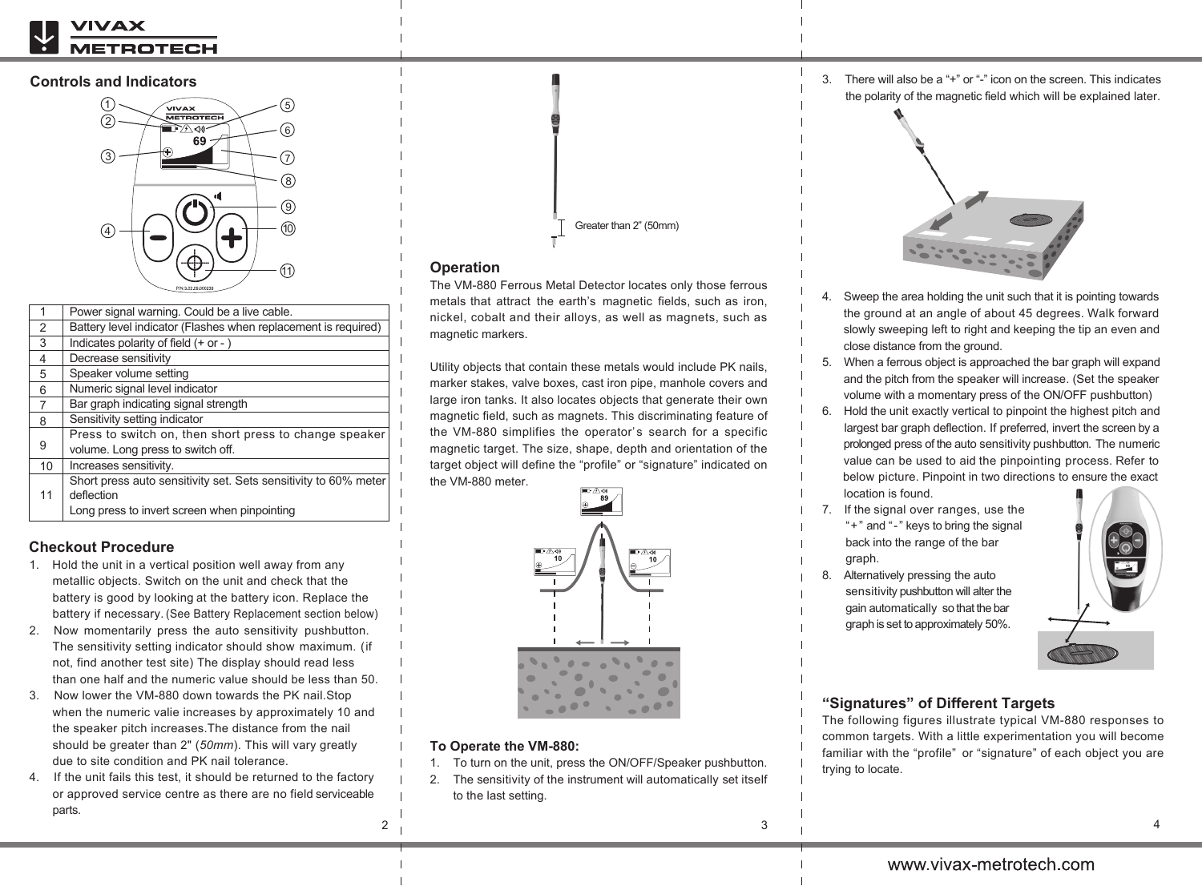## Controls and Indicators

| 1 | Power signal warning. Could be a live cable. |
|---|---|
| 2 | Battery level indicator (Flashes when replacement is required) |
| 3 | Indicates polarity of field (+ or - ) |
| 4 | Decrease sensitivity |
| 5 | Speaker volume setting |
| 6 | Numeric signal level indicator |
| 7 | Bar graph indicating signal strength |
| 8 | Sensitivity setting indicator |
| 9 | Press to switch on, then short press to change speaker volume. Long press to switch off. |
| 10 | Increases sensitivity. |
| 11 | Short press auto sensitivity set. Sets sensitivity to 60% meter deflection<br>Long press to invert screen when pinpointing |

## Checkout Procedure

1. Hold the unit in a vertical position well away from any metallic objects. Switch on the unit and check that the battery is good by looking at the battery icon. Replace the battery if necessary. (See Battery Replacement section below)
2. Now momentarily press the auto sensitivity pushbutton. The sensitivity setting indicator should show maximum. (if not, find another test site) The display should read less than one half and the numeric value should be less than 50.
3. Now lower the VM-880 down towards the PK nail.Stop when the numeric valie increases by approximately 10 and the speaker pitch increases.The distance from the nail should be greater than 2" (*50mm*). This will vary greatly due to site condition and PK nail tolerance.
4. If the unit fails this test, it should be returned to the factory or approved service centre as there are no field serviceable parts.

Greater than 2" (50mm)

## Operation

The VM-880 Ferrous Metal Detector locates only those ferrous metals that attract the earth's magnetic fields, such as iron, nickel, cobalt and their alloys, as well as magnets, such as magnetic markers.

Utility objects that contain these metals would include PK nails, marker stakes, valve boxes, cast iron pipe, manhole covers and large iron tanks. It also locates objects that generate their own magnetic field, such as magnets. This discriminating feature of the VM-880 simplifies the operator's search for a specific magnetic target. The size, shape, depth and orientation of the target object will define the "profile" or "signature" indicated on the VM-880 meter.

### To Operate the VM-880:

1. To turn on the unit, press the ON/OFF/Speaker pushbutton.
2. The sensitivity of the instrument will automatically set itself to the last setting.
3. There will also be a "+" or "-" icon on the screen. This indicates the polarity of the magnetic field which will be explained later.
4. Sweep the area holding the unit such that it is pointing towards the ground at an angle of about 45 degrees. Walk forward slowly sweeping left to right and keeping the tip an even and close distance from the ground.
5. When a ferrous object is approached the bar graph will expand and the pitch from the speaker will increase. (Set the speaker volume with a momentary press of the ON/OFF pushbutton)
6. Hold the unit exactly vertical to pinpoint the highest pitch and largest bar graph deflection. If preferred, invert the screen by a prolonged press of the auto sensitivity pushbutton. The numeric value can be used to aid the pinpointing process. Refer to below picture. Pinpoint in two directions to ensure the exact location is found.
7. If the signal over ranges, use the "+" and "-" keys to bring the signal back into the range of the bar graph.
8. Alternatively pressing the auto sensitivity pushbutton will alter the gain automatically so that the bar graph is set to approximately 50%.

## "Signatures" of Different Targets

The following figures illustrate typical VM-880 responses to common targets. With a little experimentation you will become familiar with the "profile" or "signature" of each object you are trying to locate.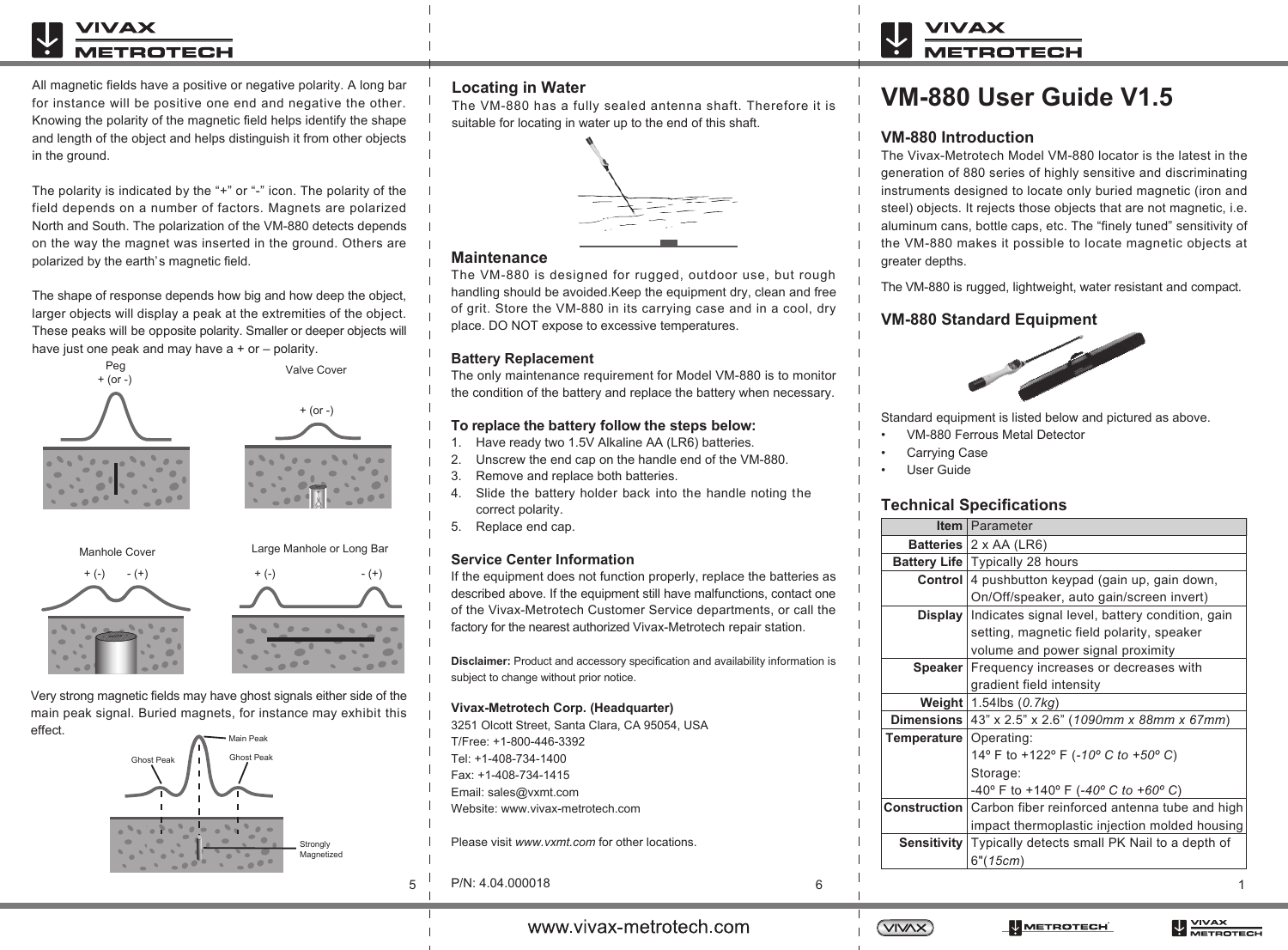All magnetic fields have a positive or negative polarity. A long bar for instance will be positive one end and negative the other. Knowing the polarity of the magnetic field helps identify the shape and length of the object and helps distinguish it from other objects in the ground.

The polarity is indicated by the "+" or "-" icon. The polarity of the field depends on a number of factors. Magnets are polarized North and South. The polarization of the VM-880 detects depends on the way the magnet was inserted in the ground. Others are polarized by the earth's magnetic field.

The shape of response depends how big and how deep the object, larger objects will display a peak at the extremities of the object. These peaks will be opposite polarity. Smaller or deeper objects will have just one peak and may have a + or – polarity.

Peg
+ (or -)

Valve Cover
+ (or -)

Manhole Cover
+ (-) - (+)

Large Manhole or Long Bar
+ (-) - (+)

Very strong magnetic fields may have ghost signals either side of the main peak signal. Buried magnets, for instance may exhibit this effect.

Ghost Peak
Main Peak
Ghost Peak
Strongly Magnetized

### Locating in Water

The VM-880 has a fully sealed antenna shaft. Therefore it is suitable for locating in water up to the end of this shaft.

### Maintenance

The VM-880 is designed for rugged, outdoor use, but rough handling should be avoided.Keep the equipment dry, clean and free of grit. Store the VM-880 in its carrying case and in a cool, dry place. DO NOT expose to excessive temperatures.

#### Battery Replacement

The only maintenance requirement for Model VM-880 is to monitor the condition of the battery and replace the battery when necessary.

#### To replace the battery follow the steps below:

1. Have ready two 1.5V Alkaline AA (LR6) batteries.
2. Unscrew the end cap on the handle end of the VM-880.
3. Remove and replace both batteries.
4. Slide the battery holder back into the handle noting the correct polarity.
5. Replace end cap.

### Service Center Information

If the equipment does not function properly, replace the batteries as described above. If the equipment still have malfunctions, contact one of the Vivax-Metrotech Customer Service departments, or call the factory for the nearest authorized Vivax-Metrotech repair station.

**Disclaimer:** Product and accessory specification and availability information is subject to change without prior notice.

**Vivax-Metrotech Corp. (Headquarter)**
3251 Olcott Street, Santa Clara, CA 95054, USA
T/Free: +1-800-446-3392
Tel: +1-408-734-1400
Fax: +1-408-734-1415
Email: sales@vxmt.com
Website: www.vivax-metrotech.com

Please visit *www.vxmt.com* for other locations.

P/N: 4.04.000018

# VM-880 User Guide V1.5

## VM-880 Introduction

The Vivax-Metrotech Model VM-880 locator is the latest in the generation of 880 series of highly sensitive and discriminating instruments designed to locate only buried magnetic (iron and steel) objects. It rejects those objects that are not magnetic, i.e. aluminum cans, bottle caps, etc. The "finely tuned" sensitivity of the VM-880 makes it possible to locate magnetic objects at greater depths.

The VM-880 is rugged, lightweight, water resistant and compact.

## VM-880 Standard Equipment

Standard equipment is listed below and pictured as above.

- VM-880 Ferrous Metal Detector
- Carrying Case
- User Guide

## Technical Specifications

| Item | Parameter |
|---|---|
| Batteries | 2 x AA (LR6) |
| Battery Life | Typically 28 hours |
| Control | 4 pushbutton keypad (gain up, gain down, On/Off/speaker, auto gain/screen invert) |
| Display | Indicates signal level, battery condition, gain setting, magnetic field polarity, speaker volume and power signal proximity |
| Speaker | Frequency increases or decreases with gradient field intensity |
| Weight | 1.54lbs (*0.7kg*) |
| Dimensions | 43" x 2.5" x 2.6" (*1090mm x 88mm x 67mm*) |
| Temperature | Operating: 14º F to +122º F (*-10º C to +50º C*) Storage: -40º F to +140º F (*-40º C to +60º C*) |
| Construction | Carbon fiber reinforced antenna tube and high impact thermoplastic injection molded housing |
| Sensitivity | Typically detects small PK Nail to a depth of 6"(*15cm*) |

www.vivax-metrotech.com